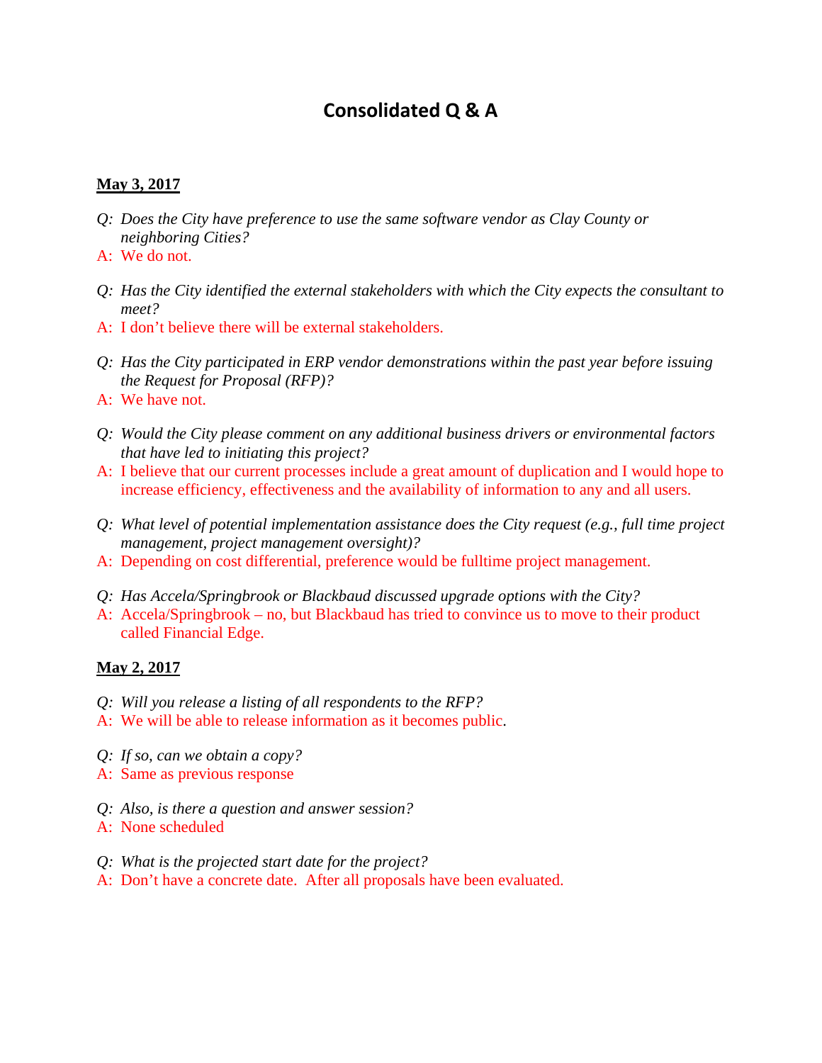# Consolidated Q & A

**May 3, 2017**

*Q: Does the City have preference to use the same software vendor as Clay County or neighboring Cities?*
A: We do not.

*Q: Has the City identified the external stakeholders with which the City expects the consultant to meet?*
A: I don't believe there will be external stakeholders.

*Q: Has the City participated in ERP vendor demonstrations within the past year before issuing the Request for Proposal (RFP)?*
A: We have not.

*Q: Would the City please comment on any additional business drivers or environmental factors that have led to initiating this project?*
A: I believe that our current processes include a great amount of duplication and I would hope to increase efficiency, effectiveness and the availability of information to any and all users.

*Q: What level of potential implementation assistance does the City request (e.g., full time project management, project management oversight)?*
A: Depending on cost differential, preference would be fulltime project management.

*Q: Has Accela/Springbrook or Blackbaud discussed upgrade options with the City?*
A: Accela/Springbrook – no, but Blackbaud has tried to convince us to move to their product called Financial Edge.

**May 2, 2017**

*Q: Will you release a listing of all respondents to the RFP?*
A: We will be able to release information as it becomes public.

*Q: If so, can we obtain a copy?*
A: Same as previous response

*Q: Also, is there a question and answer session?*
A: None scheduled

*Q: What is the projected start date for the project?*
A: Don't have a concrete date. After all proposals have been evaluated.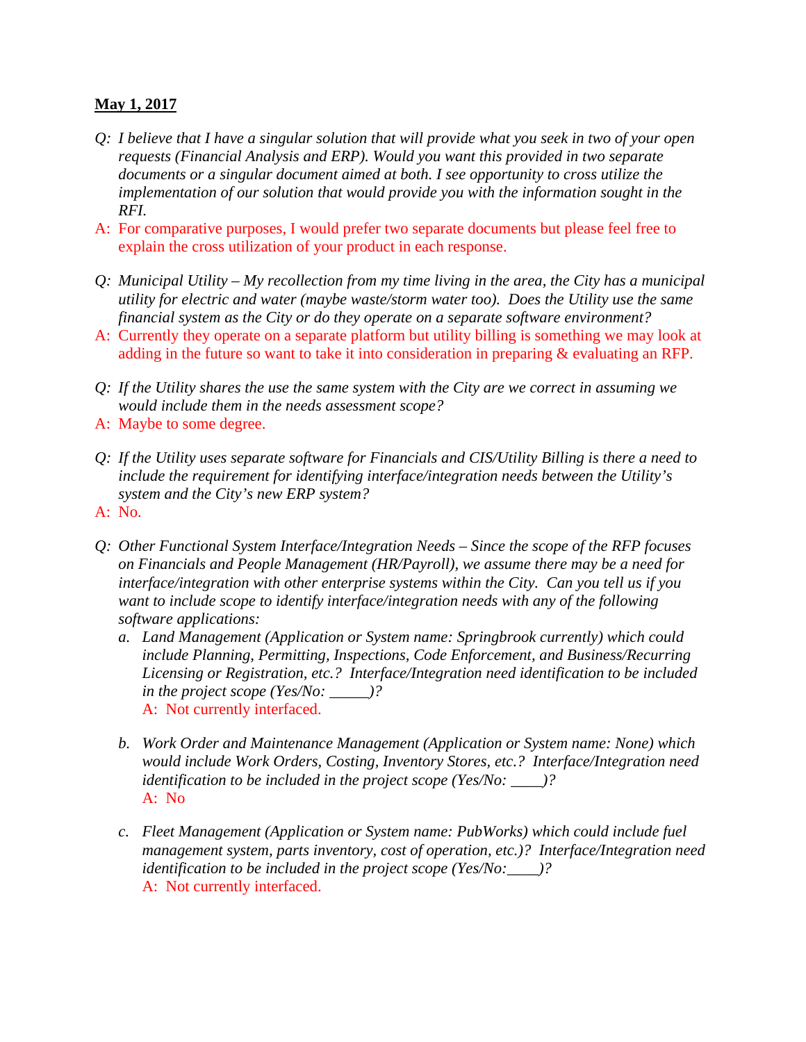**May 1, 2017**

*Q: I believe that I have a singular solution that will provide what you seek in two of your open requests (Financial Analysis and ERP). Would you want this provided in two separate documents or a singular document aimed at both. I see opportunity to cross utilize the implementation of our solution that would provide you with the information sought in the RFI.*

A: For comparative purposes, I would prefer two separate documents but please feel free to explain the cross utilization of your product in each response.

*Q: Municipal Utility – My recollection from my time living in the area, the City has a municipal utility for electric and water (maybe waste/storm water too). Does the Utility use the same financial system as the City or do they operate on a separate software environment?*

A: Currently they operate on a separate platform but utility billing is something we may look at adding in the future so want to take it into consideration in preparing & evaluating an RFP.

*Q: If the Utility shares the use the same system with the City are we correct in assuming we would include them in the needs assessment scope?*

A: Maybe to some degree.

*Q: If the Utility uses separate software for Financials and CIS/Utility Billing is there a need to include the requirement for identifying interface/integration needs between the Utility's system and the City's new ERP system?*

A: No.

*Q: Other Functional System Interface/Integration Needs – Since the scope of the RFP focuses on Financials and People Management (HR/Payroll), we assume there may be a need for interface/integration with other enterprise systems within the City. Can you tell us if you want to include scope to identify interface/integration needs with any of the following software applications:*

*a. Land Management (Application or System name: Springbrook currently) which could include Planning, Permitting, Inspections, Code Enforcement, and Business/Recurring Licensing or Registration, etc.? Interface/Integration need identification to be included in the project scope (Yes/No: _____)?*

A: Not currently interfaced.

*b. Work Order and Maintenance Management (Application or System name: None) which would include Work Orders, Costing, Inventory Stores, etc.? Interface/Integration need identification to be included in the project scope (Yes/No: ____)?*

A: No

*c. Fleet Management (Application or System name: PubWorks) which could include fuel management system, parts inventory, cost of operation, etc.)? Interface/Integration need identification to be included in the project scope (Yes/No:____)?*

A: Not currently interfaced.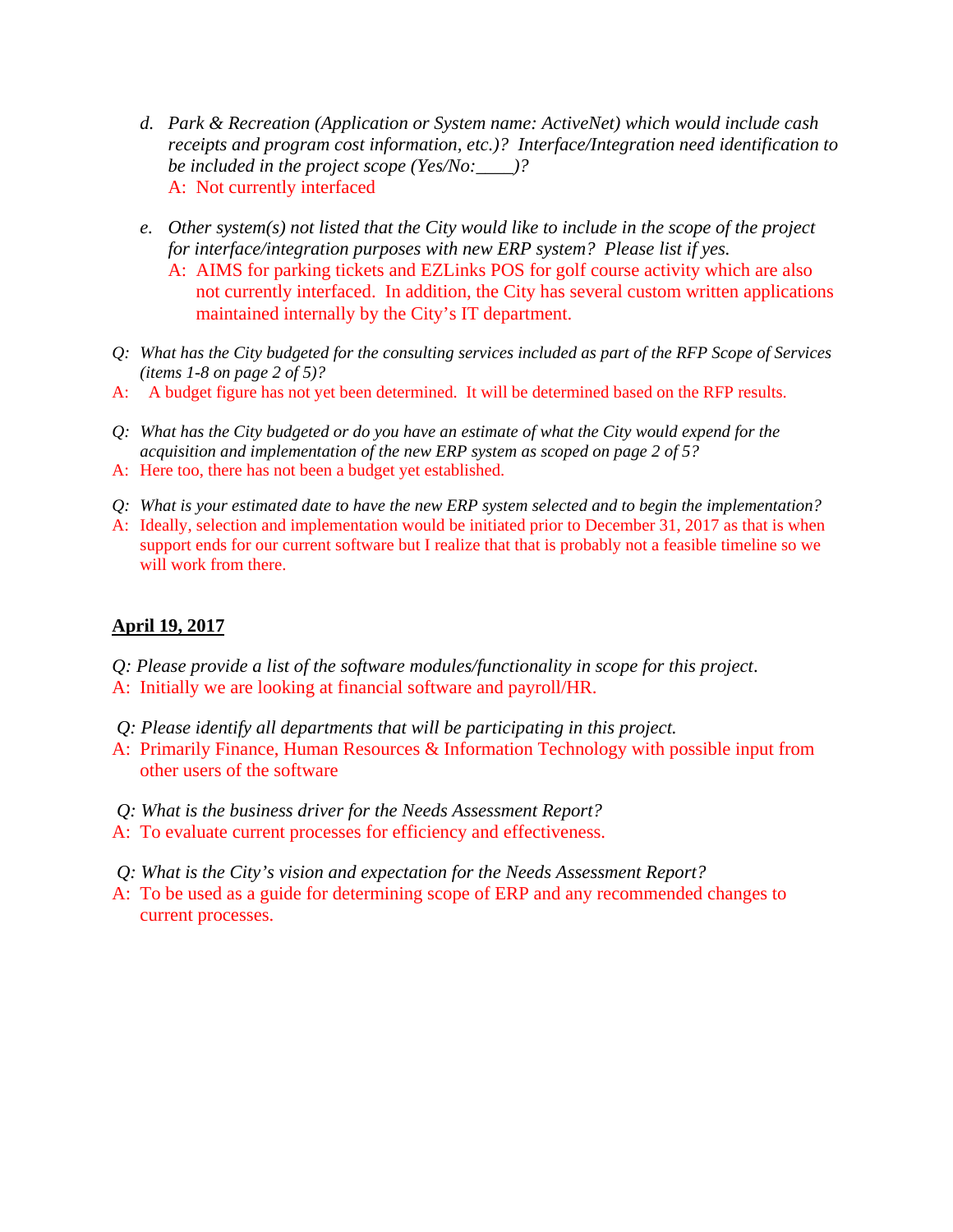d. *Park & Recreation (Application or System name: ActiveNet) which would include cash receipts and program cost information, etc.)? Interface/Integration need identification to be included in the project scope (Yes/No:____)?*
   A: Not currently interfaced

e. *Other system(s) not listed that the City would like to include in the scope of the project for interface/integration purposes with new ERP system? Please list if yes.*
   A: AIMS for parking tickets and EZLinks POS for golf course activity which are also not currently interfaced. In addition, the City has several custom written applications maintained internally by the City's IT department.

Q: *What has the City budgeted for the consulting services included as part of the RFP Scope of Services (items 1-8 on page 2 of 5)?*
A: A budget figure has not yet been determined. It will be determined based on the RFP results.

Q: *What has the City budgeted or do you have an estimate of what the City would expend for the acquisition and implementation of the new ERP system as scoped on page 2 of 5?*
A: Here too, there has not been a budget yet established.

Q: *What is your estimated date to have the new ERP system selected and to begin the implementation?*
A: Ideally, selection and implementation would be initiated prior to December 31, 2017 as that is when support ends for our current software but I realize that that is probably not a feasible timeline so we will work from there.

**April 19, 2017**

Q: *Please provide a list of the software modules/functionality in scope for this project.*
A: Initially we are looking at financial software and payroll/HR.

Q: *Please identify all departments that will be participating in this project.*
A: Primarily Finance, Human Resources & Information Technology with possible input from other users of the software

Q: *What is the business driver for the Needs Assessment Report?*
A: To evaluate current processes for efficiency and effectiveness.

Q: *What is the City's vision and expectation for the Needs Assessment Report?*
A: To be used as a guide for determining scope of ERP and any recommended changes to current processes.